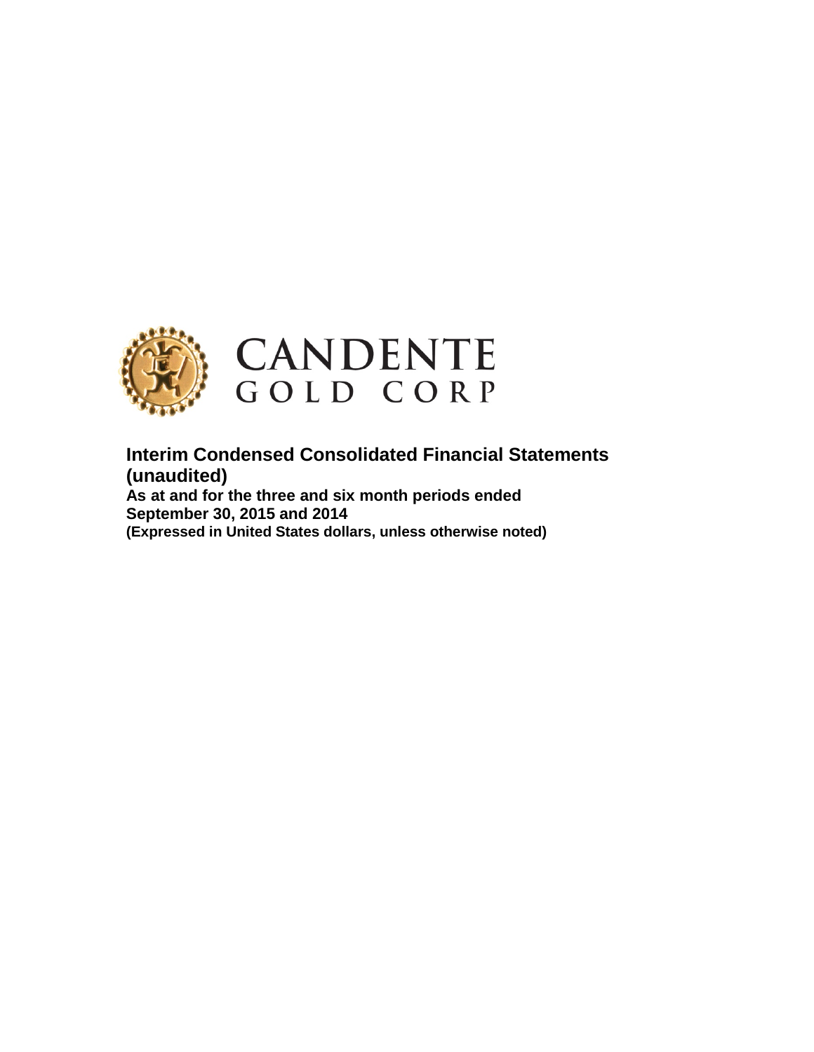# CANDENTE GOLD CORP

**Interim Condensed Consolidated Financial Statements (unaudited)**

**As at and for the three and six month periods ended September 30, 2015 and 2014**

**(Expressed in United States dollars, unless otherwise noted)**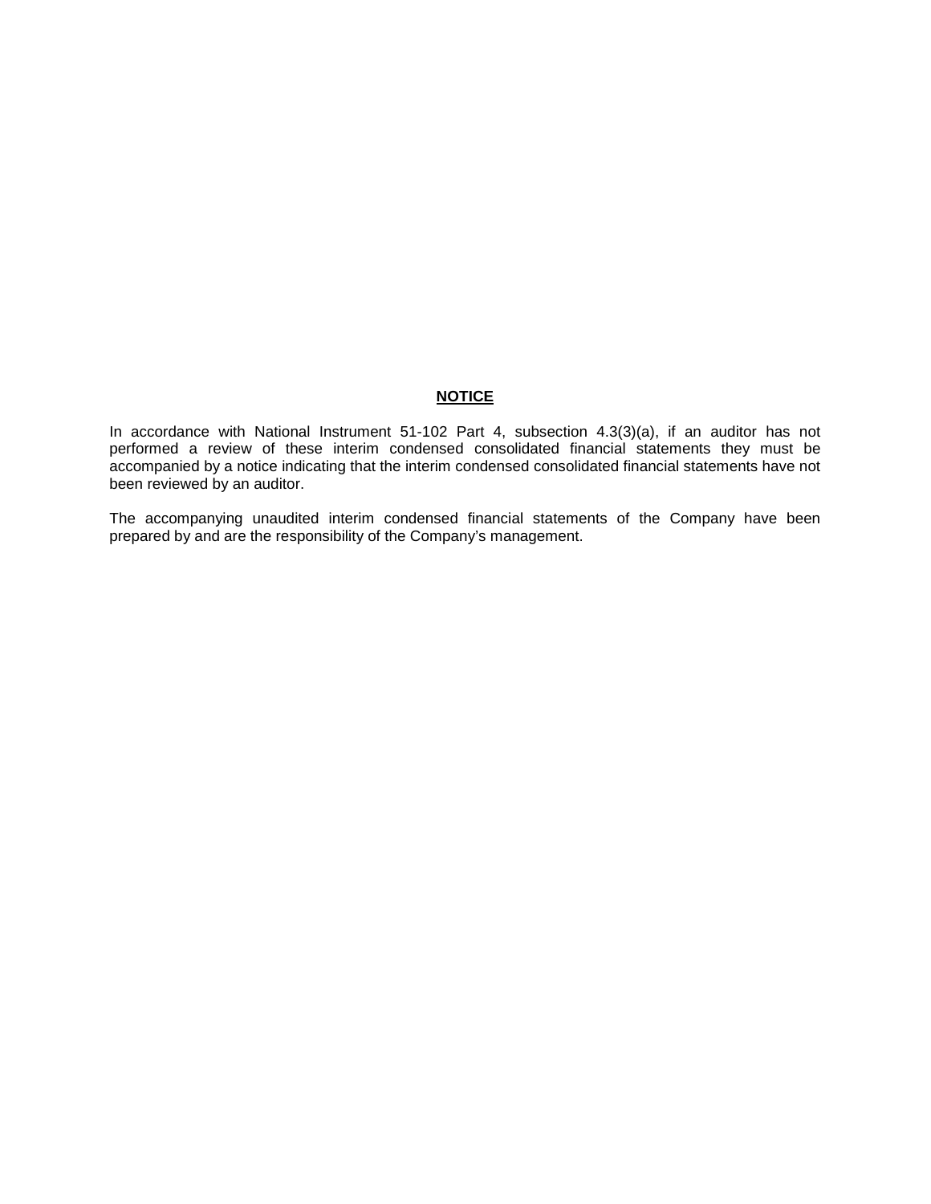**NOTICE**

In accordance with National Instrument 51-102 Part 4, subsection 4.3(3)(a), if an auditor has not performed a review of these interim condensed consolidated financial statements they must be accompanied by a notice indicating that the interim condensed consolidated financial statements have not been reviewed by an auditor.

The accompanying unaudited interim condensed financial statements of the Company have been prepared by and are the responsibility of the Company's management.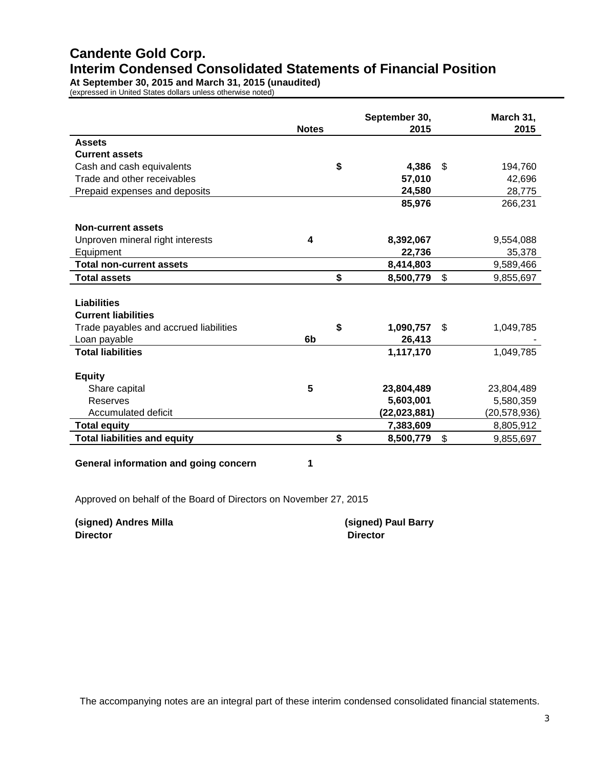# Candente Gold Corp.

## Interim Condensed Consolidated Statements of Financial Position

**At September 30, 2015 and March 31, 2015 (unaudited)**

(expressed in United States dollars unless otherwise noted)

| | Notes | September 30, 2015 | March 31, 2015 |
|---|---|---|---|
| **Assets** | | | |
| **Current assets** | | | |
| Cash and cash equivalents | | **$ 4,386** | $ 194,760 |
| Trade and other receivables | | **57,010** | 42,696 |
| Prepaid expenses and deposits | | **24,580** | 28,775 |
| | | **85,976** | 266,231 |
| **Non-current assets** | | | |
| Unproven mineral right interests | **4** | **8,392,067** | 9,554,088 |
| Equipment | | **22,736** | 35,378 |
| **Total non-current assets** | | **8,414,803** | 9,589,466 |
| **Total assets** | | **$ 8,500,779** | $ 9,855,697 |
| **Liabilities** | | | |
| **Current liabilities** | | | |
| Trade payables and accrued liabilities | | **$ 1,090,757** | $ 1,049,785 |
| Loan payable | **6b** | **26,413** | - |
| **Total liabilities** | | **1,117,170** | 1,049,785 |
| **Equity** | | | |
| Share capital | **5** | **23,804,489** | 23,804,489 |
| Reserves | | **5,603,001** | 5,580,359 |
| Accumulated deficit | | **(22,023,881)** | (20,578,936) |
| **Total equity** | | **7,383,609** | 8,805,912 |
| **Total liabilities and equity** | | **$ 8,500,779** | $ 9,855,697 |

**General information and going concern** **1**

Approved on behalf of the Board of Directors on November 27, 2015

**(signed) Andres Milla**
**Director**

**(signed) Paul Barry**
**Director**

The accompanying notes are an integral part of these interim condensed consolidated financial statements.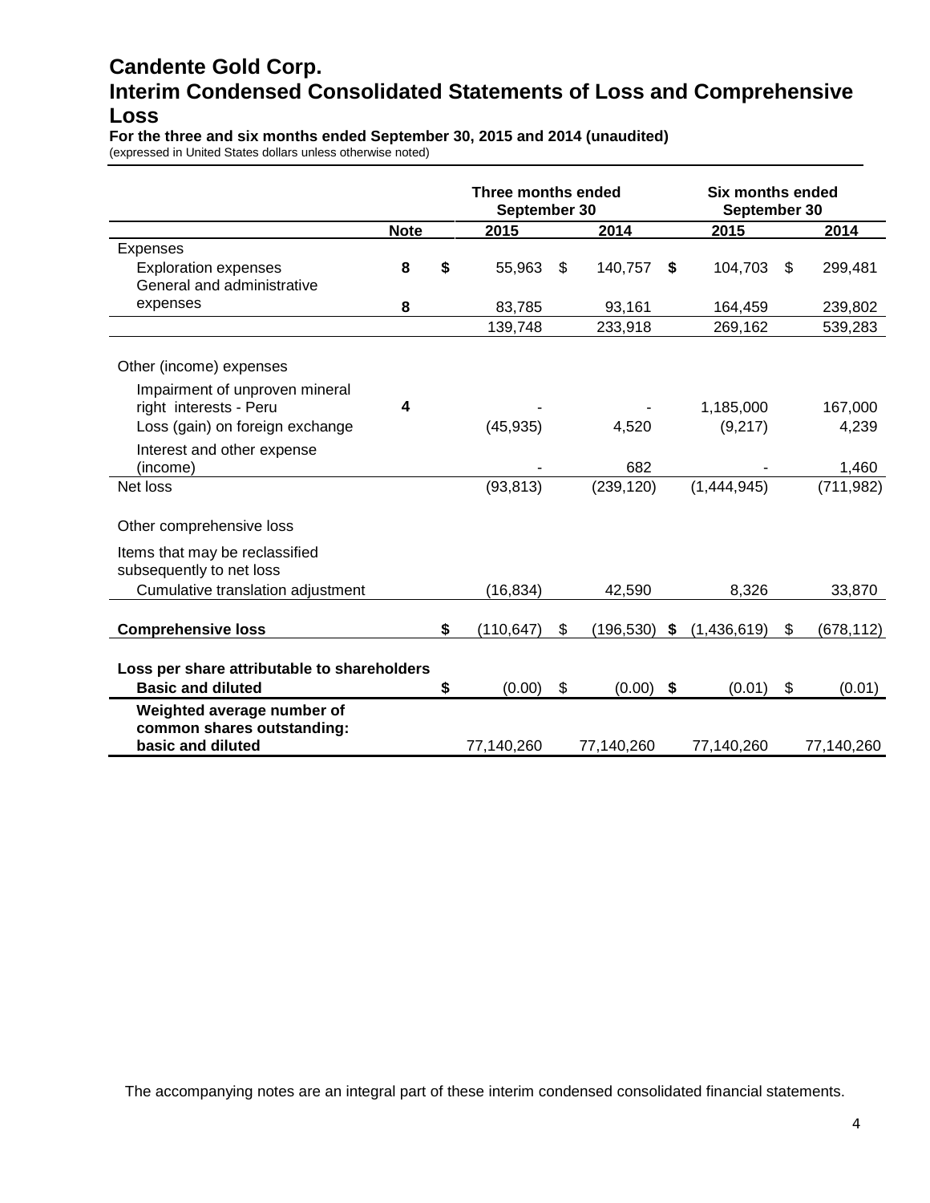# Candente Gold Corp.

## Interim Condensed Consolidated Statements of Loss and Comprehensive Loss

**For the three and six months ended September 30, 2015 and 2014 (unaudited)**

(expressed in United States dollars unless otherwise noted)

| | | Three months ended September 30 | | Six months ended September 30 | |
|---|---|---|---|---|---|
| | **Note** | **2015** | **2014** | **2015** | **2014** |
| Expenses | | | | | |
| Exploration expenses | **8** | **$** 55,963 | $ 140,757 | **$** 104,703 | $ 299,481 |
| General and administrative expenses | **8** | 83,785 | 93,161 | 164,459 | 239,802 |
| | | 139,748 | 233,918 | 269,162 | 539,283 |
| Other (income) expenses | | | | | |
| Impairment of unproven mineral right interests - Peru | **4** | - | - | 1,185,000 | 167,000 |
| Loss (gain) on foreign exchange | | (45,935) | 4,520 | (9,217) | 4,239 |
| Interest and other expense (income) | | - | 682 | - | 1,460 |
| Net loss | | (93,813) | (239,120) | (1,444,945) | (711,982) |
| Other comprehensive loss | | | | | |
| Items that may be reclassified subsequently to net loss | | | | | |
| Cumulative translation adjustment | | (16,834) | 42,590 | 8,326 | 33,870 |
| **Comprehensive loss** | | **$** (110,647) | $ (196,530) | **$** (1,436,619) | $ (678,112) |
| **Loss per share attributable to shareholders** | | | | | |
| **Basic and diluted** | | **$** (0.00) | $ (0.00) | **$** (0.01) | $ (0.01) |
| **Weighted average number of common shares outstanding: basic and diluted** | | 77,140,260 | 77,140,260 | 77,140,260 | 77,140,260 |

The accompanying notes are an integral part of these interim condensed consolidated financial statements.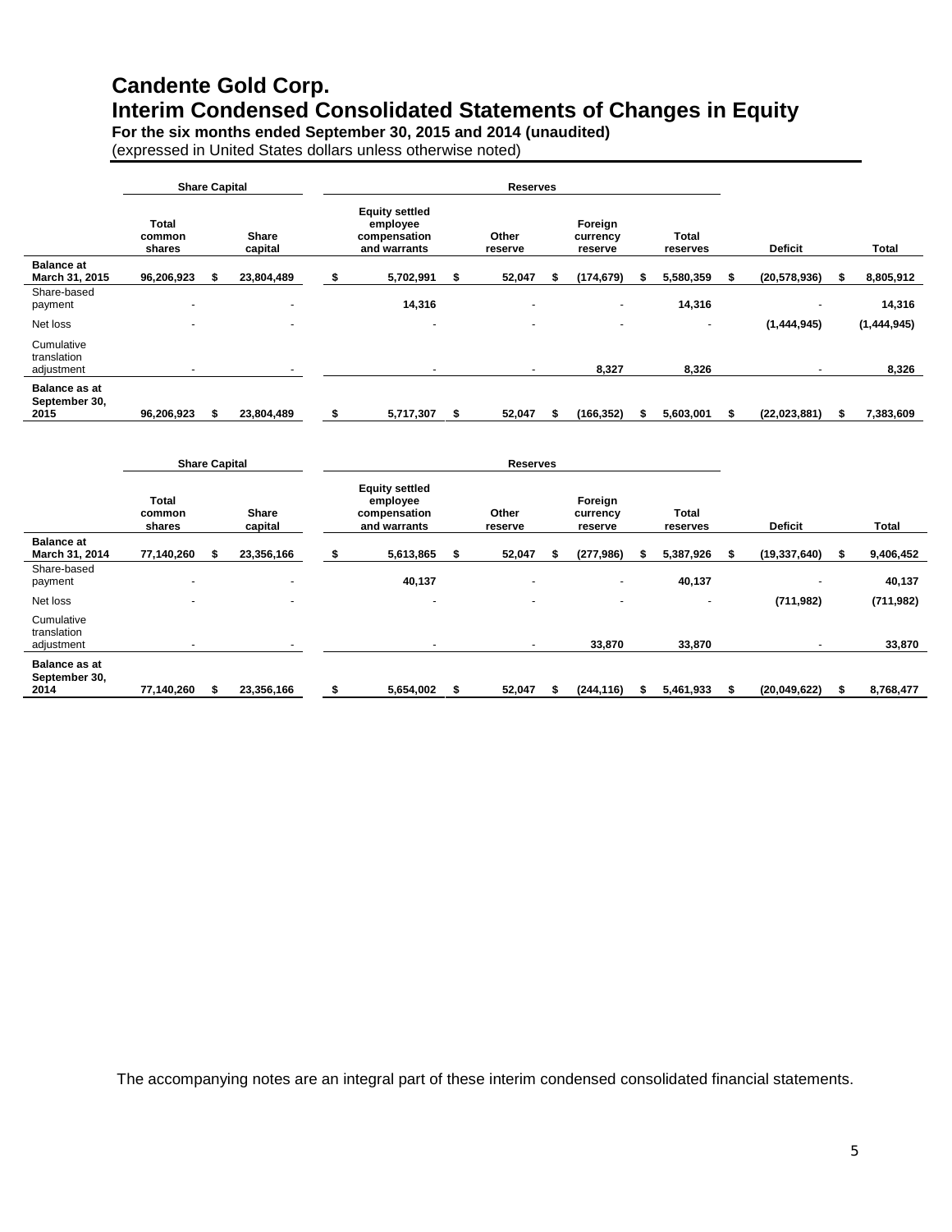# Candente Gold Corp.
# Interim Condensed Consolidated Statements of Changes in Equity

**For the six months ended September 30, 2015 and 2014 (unaudited)**

(expressed in United States dollars unless otherwise noted)

| | Share Capital | | Reserves | | | | | |
|---|---|---|---|---|---|---|---|---|
| | Total common shares | Share capital | Equity settled employee compensation and warrants | Other reserve | Foreign currency reserve | Total reserves | Deficit | Total |
| **Balance at March 31, 2015** | 96,206,923 | $ 23,804,489 | $ 5,702,991 | $ 52,047 | $ (174,679) | $ 5,580,359 | $ (20,578,936) | $ 8,805,912 |
| Share-based payment | - | - | 14,316 | - | - | 14,316 | - | 14,316 |
| Net loss | - | - | - | - | - | - | (1,444,945) | (1,444,945) |
| Cumulative translation adjustment | - | - | - | - | 8,327 | 8,326 | - | 8,326 |
| **Balance as at September 30, 2015** | 96,206,923 | $ 23,804,489 | $ 5,717,307 | $ 52,047 | $ (166,352) | $ 5,603,001 | $ (22,023,881) | $ 7,383,609 |

| | Share Capital | | Reserves | | | | | |
|---|---|---|---|---|---|---|---|---|
| | Total common shares | Share capital | Equity settled employee compensation and warrants | Other reserve | Foreign currency reserve | Total reserves | Deficit | Total |
| **Balance at March 31, 2014** | 77,140,260 | $ 23,356,166 | $ 5,613,865 | $ 52,047 | $ (277,986) | $ 5,387,926 | $ (19,337,640) | $ 9,406,452 |
| Share-based payment | - | - | 40,137 | - | - | 40,137 | - | 40,137 |
| Net loss | - | - | - | - | - | - | (711,982) | (711,982) |
| Cumulative translation adjustment | - | - | - | - | 33,870 | 33,870 | - | 33,870 |
| **Balance as at September 30, 2014** | 77,140,260 | $ 23,356,166 | $ 5,654,002 | $ 52,047 | $ (244,116) | $ 5,461,933 | $ (20,049,622) | $ 8,768,477 |

The accompanying notes are an integral part of these interim condensed consolidated financial statements.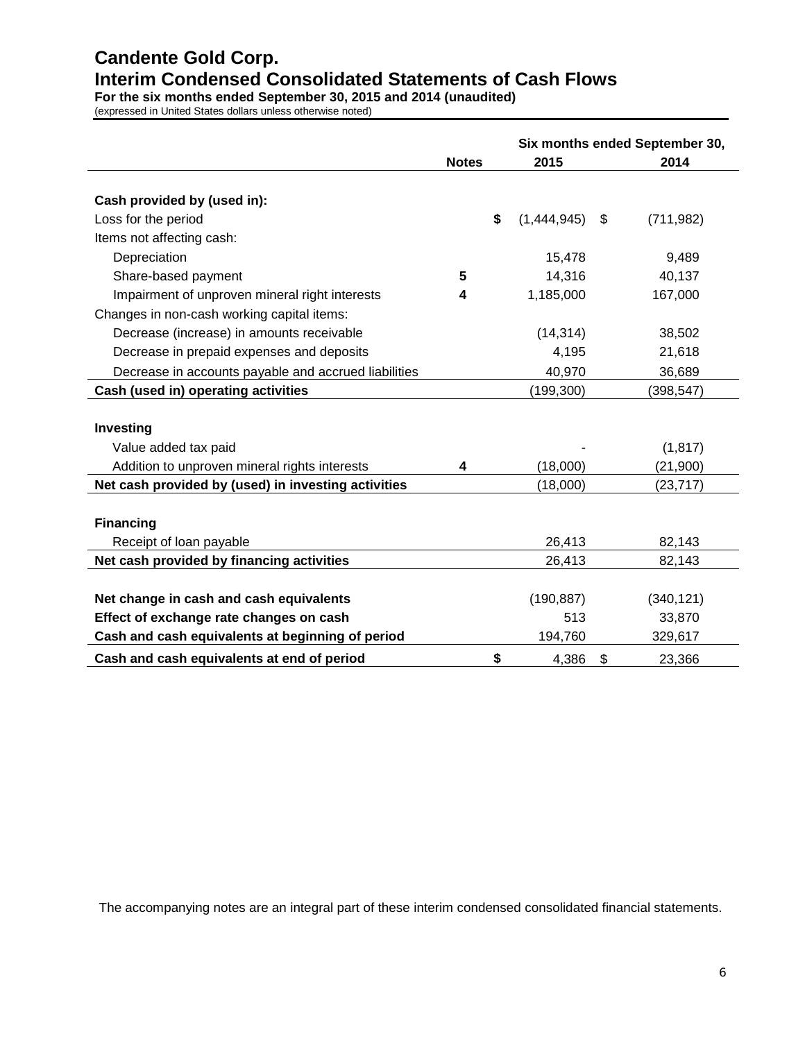# Candente Gold Corp.

## Interim Condensed Consolidated Statements of Cash Flows

**For the six months ended September 30, 2015 and 2014 (unaudited)**

(expressed in United States dollars unless otherwise noted)

| | Notes | Six months ended September 30, 2015 | 2014 |
|---|---|---|---|
| **Cash provided by (used in):** | | | |
| Loss for the period | | $ (1,444,945) | $ (711,982) |
| Items not affecting cash: | | | |
| Depreciation | | 15,478 | 9,489 |
| Share-based payment | 5 | 14,316 | 40,137 |
| Impairment of unproven mineral right interests | 4 | 1,185,000 | 167,000 |
| Changes in non-cash working capital items: | | | |
| Decrease (increase) in amounts receivable | | (14,314) | 38,502 |
| Decrease in prepaid expenses and deposits | | 4,195 | 21,618 |
| Decrease in accounts payable and accrued liabilities | | 40,970 | 36,689 |
| **Cash (used in) operating activities** | | (199,300) | (398,547) |
| **Investing** | | | |
| Value added tax paid | | - | (1,817) |
| Addition to unproven mineral rights interests | 4 | (18,000) | (21,900) |
| **Net cash provided by (used) in investing activities** | | (18,000) | (23,717) |
| **Financing** | | | |
| Receipt of loan payable | | 26,413 | 82,143 |
| **Net cash provided by financing activities** | | 26,413 | 82,143 |
| **Net change in cash and cash equivalents** | | (190,887) | (340,121) |
| **Effect of exchange rate changes on cash** | | 513 | 33,870 |
| **Cash and cash equivalents at beginning of period** | | 194,760 | 329,617 |
| **Cash and cash equivalents at end of period** | | $ 4,386 | $ 23,366 |

The accompanying notes are an integral part of these interim condensed consolidated financial statements.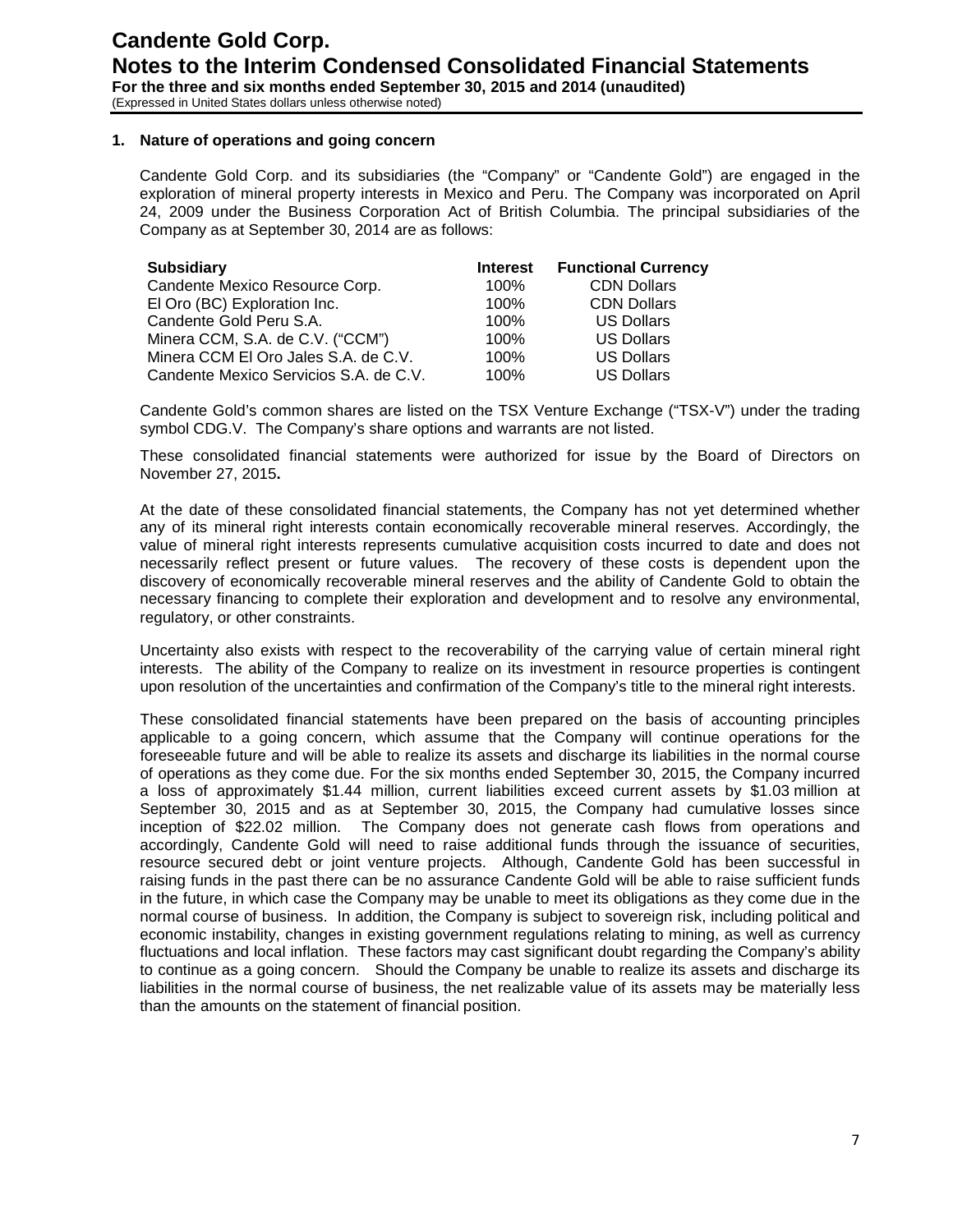## 1. Nature of operations and going concern

Candente Gold Corp. and its subsidiaries (the "Company" or "Candente Gold") are engaged in the exploration of mineral property interests in Mexico and Peru. The Company was incorporated on April 24, 2009 under the Business Corporation Act of British Columbia. The principal subsidiaries of the Company as at September 30, 2014 are as follows:

| Subsidiary | Interest | Functional Currency |
|---|---|---|
| Candente Mexico Resource Corp. | 100% | CDN Dollars |
| El Oro (BC) Exploration Inc. | 100% | CDN Dollars |
| Candente Gold Peru S.A. | 100% | US Dollars |
| Minera CCM, S.A. de C.V. ("CCM") | 100% | US Dollars |
| Minera CCM El Oro Jales S.A. de C.V. | 100% | US Dollars |
| Candente Mexico Servicios S.A. de C.V. | 100% | US Dollars |

Candente Gold's common shares are listed on the TSX Venture Exchange ("TSX-V") under the trading symbol CDG.V. The Company's share options and warrants are not listed.

These consolidated financial statements were authorized for issue by the Board of Directors on November 27, 2015**.**

At the date of these consolidated financial statements, the Company has not yet determined whether any of its mineral right interests contain economically recoverable mineral reserves. Accordingly, the value of mineral right interests represents cumulative acquisition costs incurred to date and does not necessarily reflect present or future values. The recovery of these costs is dependent upon the discovery of economically recoverable mineral reserves and the ability of Candente Gold to obtain the necessary financing to complete their exploration and development and to resolve any environmental, regulatory, or other constraints.

Uncertainty also exists with respect to the recoverability of the carrying value of certain mineral right interests. The ability of the Company to realize on its investment in resource properties is contingent upon resolution of the uncertainties and confirmation of the Company's title to the mineral right interests.

These consolidated financial statements have been prepared on the basis of accounting principles applicable to a going concern, which assume that the Company will continue operations for the foreseeable future and will be able to realize its assets and discharge its liabilities in the normal course of operations as they come due. For the six months ended September 30, 2015, the Company incurred a loss of approximately $1.44 million, current liabilities exceed current assets by $1.03 million at September 30, 2015 and as at September 30, 2015, the Company had cumulative losses since inception of $22.02 million. The Company does not generate cash flows from operations and accordingly, Candente Gold will need to raise additional funds through the issuance of securities, resource secured debt or joint venture projects. Although, Candente Gold has been successful in raising funds in the past there can be no assurance Candente Gold will be able to raise sufficient funds in the future, in which case the Company may be unable to meet its obligations as they come due in the normal course of business. In addition, the Company is subject to sovereign risk, including political and economic instability, changes in existing government regulations relating to mining, as well as currency fluctuations and local inflation. These factors may cast significant doubt regarding the Company's ability to continue as a going concern. Should the Company be unable to realize its assets and discharge its liabilities in the normal course of business, the net realizable value of its assets may be materially less than the amounts on the statement of financial position.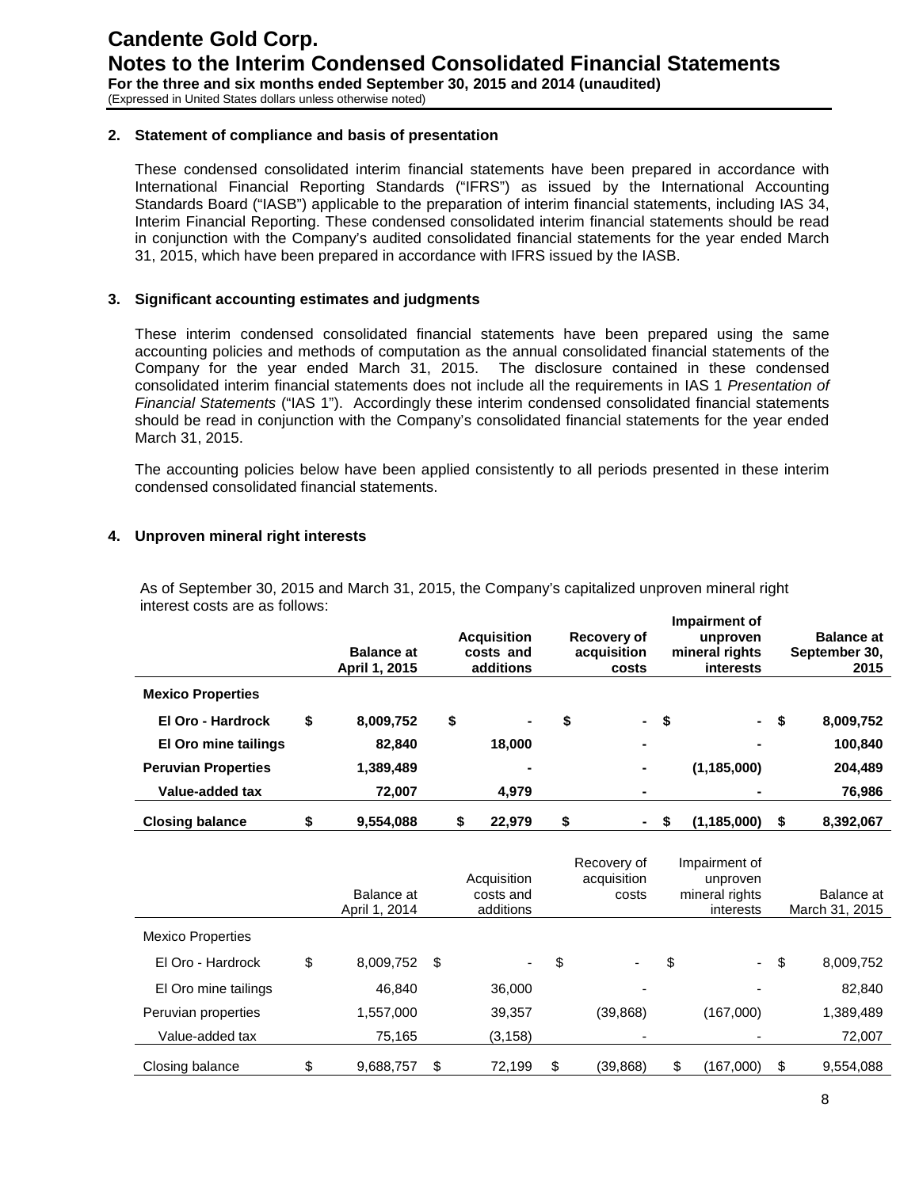## 2. Statement of compliance and basis of presentation

These condensed consolidated interim financial statements have been prepared in accordance with International Financial Reporting Standards ("IFRS") as issued by the International Accounting Standards Board ("IASB") applicable to the preparation of interim financial statements, including IAS 34, Interim Financial Reporting. These condensed consolidated interim financial statements should be read in conjunction with the Company's audited consolidated financial statements for the year ended March 31, 2015, which have been prepared in accordance with IFRS issued by the IASB.

## 3. Significant accounting estimates and judgments

These interim condensed consolidated financial statements have been prepared using the same accounting policies and methods of computation as the annual consolidated financial statements of the Company for the year ended March 31, 2015. The disclosure contained in these condensed consolidated interim financial statements does not include all the requirements in IAS 1 *Presentation of Financial Statements* ("IAS 1"). Accordingly these interim condensed consolidated financial statements should be read in conjunction with the Company's consolidated financial statements for the year ended March 31, 2015.

The accounting policies below have been applied consistently to all periods presented in these interim condensed consolidated financial statements.

## 4. Unproven mineral right interests

As of September 30, 2015 and March 31, 2015, the Company's capitalized unproven mineral right interest costs are as follows:

| | Balance at April 1, 2015 | Acquisition costs and additions | Recovery of acquisition costs | Impairment of unproven mineral rights interests | Balance at September 30, 2015 |
|---|---|---|---|---|---|
| **Mexico Properties** | | | | | |
| **El Oro - Hardrock** | **$ 8,009,752** | **$ -** | **$ -** | **$ -** | **$ 8,009,752** |
| **El Oro mine tailings** | **82,840** | **18,000** | **-** | **-** | **100,840** |
| **Peruvian Properties** | **1,389,489** | **-** | **-** | **(1,185,000)** | **204,489** |
| **Value-added tax** | **72,007** | **4,979** | **-** | **-** | **76,986** |
| **Closing balance** | **$ 9,554,088** | **$ 22,979** | **$ -** | **$ (1,185,000)** | **$ 8,392,067** |

| | Balance at April 1, 2014 | Acquisition costs and additions | Recovery of acquisition costs | Impairment of unproven mineral rights interests | Balance at March 31, 2015 |
|---|---|---|---|---|---|
| Mexico Properties | | | | | |
| El Oro - Hardrock | $ 8,009,752 | $ - | $ - | $ - | $ 8,009,752 |
| El Oro mine tailings | 46,840 | 36,000 | - | - | 82,840 |
| Peruvian properties | 1,557,000 | 39,357 | (39,868) | (167,000) | 1,389,489 |
| Value-added tax | 75,165 | (3,158) | - | - | 72,007 |
| Closing balance | $ 9,688,757 | $ 72,199 | $ (39,868) | $ (167,000) | $ 9,554,088 |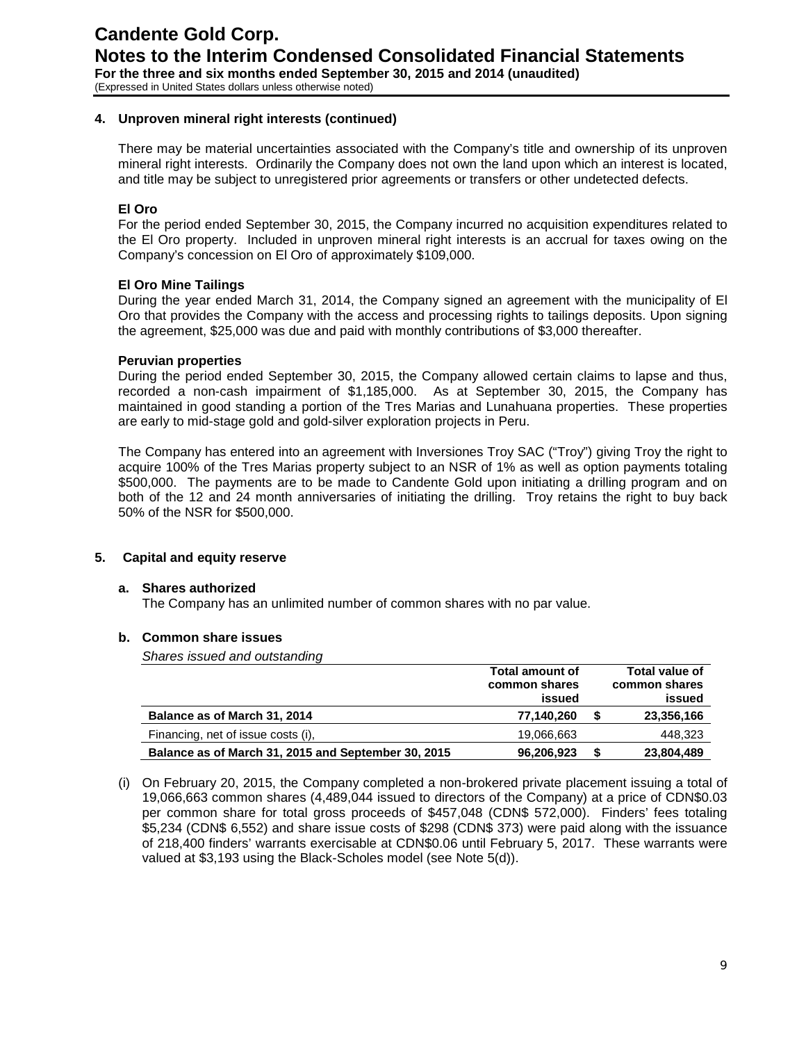## 4. Unproven mineral right interests (continued)

There may be material uncertainties associated with the Company's title and ownership of its unproven mineral right interests. Ordinarily the Company does not own the land upon which an interest is located, and title may be subject to unregistered prior agreements or transfers or other undetected defects.

**El Oro**

For the period ended September 30, 2015, the Company incurred no acquisition expenditures related to the El Oro property. Included in unproven mineral right interests is an accrual for taxes owing on the Company's concession on El Oro of approximately $109,000.

**El Oro Mine Tailings**

During the year ended March 31, 2014, the Company signed an agreement with the municipality of El Oro that provides the Company with the access and processing rights to tailings deposits. Upon signing the agreement, $25,000 was due and paid with monthly contributions of $3,000 thereafter.

**Peruvian properties**

During the period ended September 30, 2015, the Company allowed certain claims to lapse and thus, recorded a non-cash impairment of $1,185,000. As at September 30, 2015, the Company has maintained in good standing a portion of the Tres Marias and Lunahuana properties. These properties are early to mid-stage gold and gold-silver exploration projects in Peru.

The Company has entered into an agreement with Inversiones Troy SAC ("Troy") giving Troy the right to acquire 100% of the Tres Marias property subject to an NSR of 1% as well as option payments totaling $500,000. The payments are to be made to Candente Gold upon initiating a drilling program and on both of the 12 and 24 month anniversaries of initiating the drilling. Troy retains the right to buy back 50% of the NSR for $500,000.

## 5. Capital and equity reserve

### a. Shares authorized

The Company has an unlimited number of common shares with no par value.

### b. Common share issues

*Shares issued and outstanding*

| | Total amount of common shares issued | | Total value of common shares issued |
|---|---|---|---|
| **Balance as of March 31, 2014** | **77,140,260** | **$** | **23,356,166** |
| Financing, net of issue costs (i), | 19,066,663 | | 448,323 |
| **Balance as of March 31, 2015 and September 30, 2015** | **96,206,923** | **$** | **23,804,489** |

(i) On February 20, 2015, the Company completed a non-brokered private placement issuing a total of 19,066,663 common shares (4,489,044 issued to directors of the Company) at a price of CDN$0.03 per common share for total gross proceeds of $457,048 (CDN$ 572,000). Finders' fees totaling $5,234 (CDN$ 6,552) and share issue costs of $298 (CDN$ 373) were paid along with the issuance of 218,400 finders' warrants exercisable at CDN$0.06 until February 5, 2017. These warrants were valued at $3,193 using the Black-Scholes model (see Note 5(d)).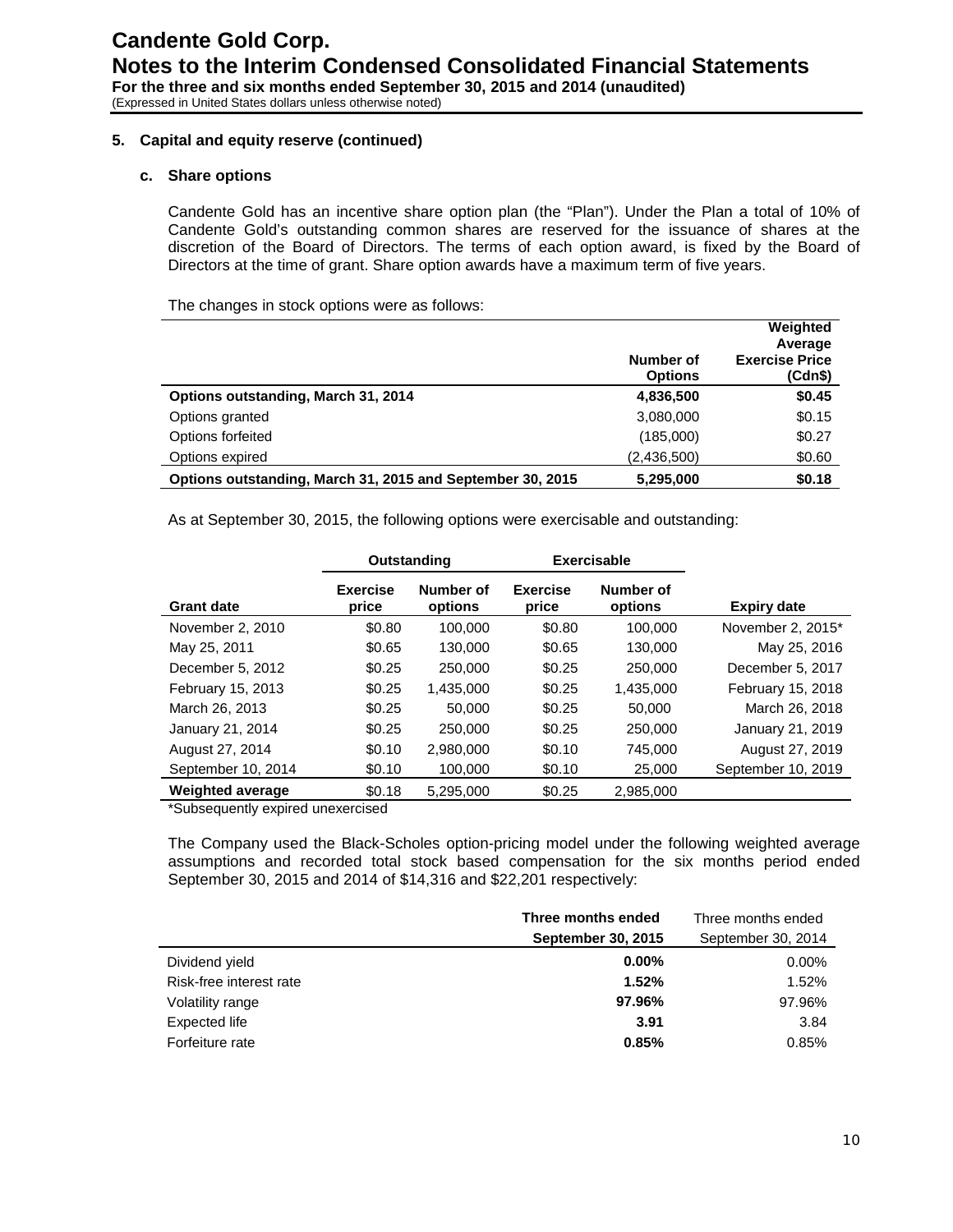## 5. Capital and equity reserve (continued)

### c. Share options

Candente Gold has an incentive share option plan (the "Plan"). Under the Plan a total of 10% of Candente Gold's outstanding common shares are reserved for the issuance of shares at the discretion of the Board of Directors. The terms of each option award, is fixed by the Board of Directors at the time of grant. Share option awards have a maximum term of five years.

The changes in stock options were as follows:

| | Number of Options | Weighted Average Exercise Price (Cdn$) |
|---|---|---|
| **Options outstanding, March 31, 2014** | **4,836,500** | **$0.45** |
| Options granted | 3,080,000 | $0.15 |
| Options forfeited | (185,000) | $0.27 |
| Options expired | (2,436,500) | $0.60 |
| **Options outstanding, March 31, 2015 and September 30, 2015** | **5,295,000** | **$0.18** |

As at September 30, 2015, the following options were exercisable and outstanding:

| | Outstanding | | Exercisable | | |
|---|---|---|---|---|---|
| **Grant date** | **Exercise price** | **Number of options** | **Exercise price** | **Number of options** | **Expiry date** |
| November 2, 2010 | $0.80 | 100,000 | $0.80 | 100,000 | November 2, 2015* |
| May 25, 2011 | $0.65 | 130,000 | $0.65 | 130,000 | May 25, 2016 |
| December 5, 2012 | $0.25 | 250,000 | $0.25 | 250,000 | December 5, 2017 |
| February 15, 2013 | $0.25 | 1,435,000 | $0.25 | 1,435,000 | February 15, 2018 |
| March 26, 2013 | $0.25 | 50,000 | $0.25 | 50,000 | March 26, 2018 |
| January 21, 2014 | $0.25 | 250,000 | $0.25 | 250,000 | January 21, 2019 |
| August 27, 2014 | $0.10 | 2,980,000 | $0.10 | 745,000 | August 27, 2019 |
| September 10, 2014 | $0.10 | 100,000 | $0.10 | 25,000 | September 10, 2019 |
| **Weighted average** | $0.18 | 5,295,000 | $0.25 | 2,985,000 | |

*Subsequently expired unexercised

The Company used the Black-Scholes option-pricing model under the following weighted average assumptions and recorded total stock based compensation for the six months period ended September 30, 2015 and 2014 of $14,316 and $22,201 respectively:

| | **Three months ended September 30, 2015** | Three months ended September 30, 2014 |
|---|---|---|
| Dividend yield | **0.00%** | 0.00% |
| Risk-free interest rate | **1.52%** | 1.52% |
| Volatility range | **97.96%** | 97.96% |
| Expected life | **3.91** | 3.84 |
| Forfeiture rate | **0.85%** | 0.85% |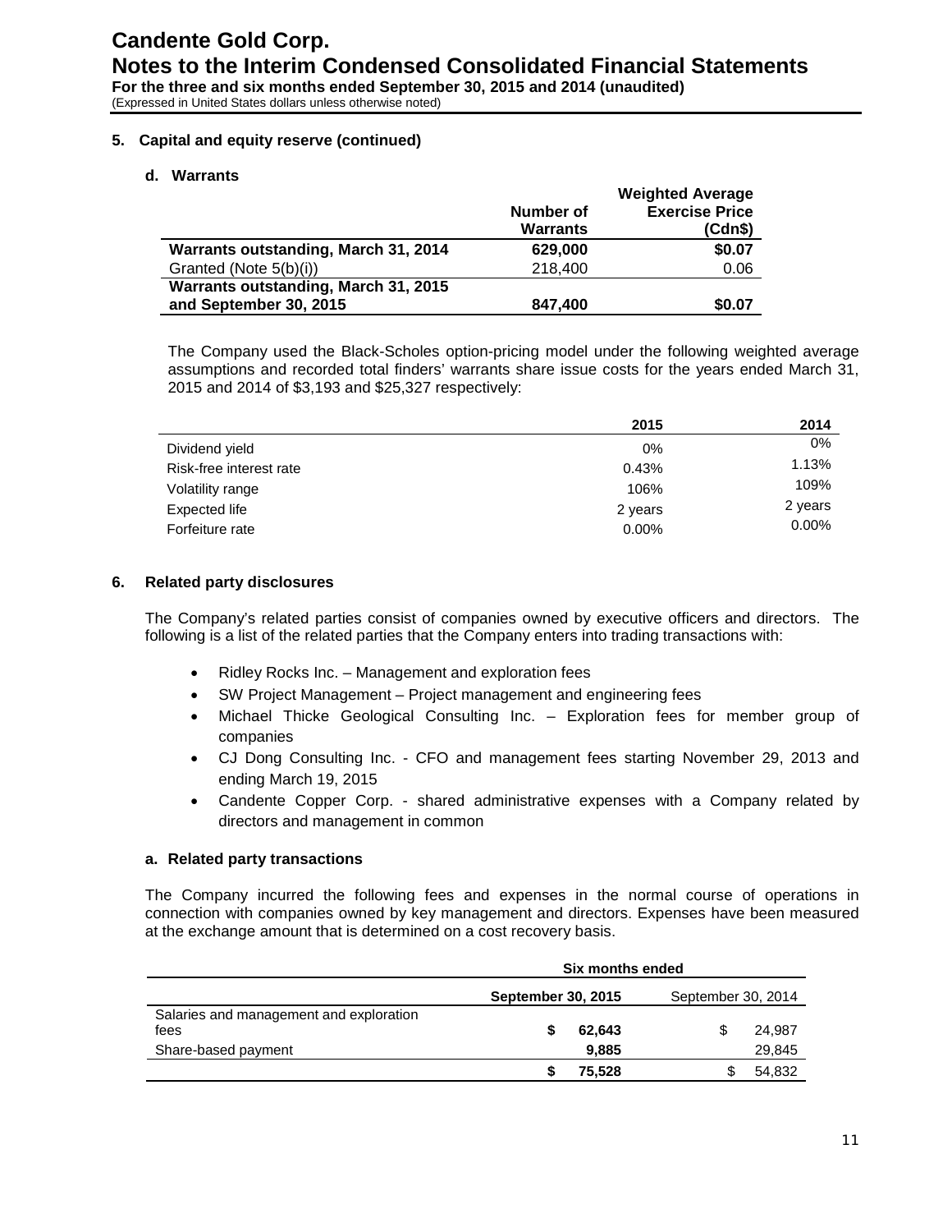## 5. Capital and equity reserve (continued)

### d. Warrants

| | Number of Warrants | Weighted Average Exercise Price (Cdn$) |
|---|---|---|
| **Warrants outstanding, March 31, 2014** | **629,000** | **$0.07** |
| Granted (Note 5(b)(i)) | 218,400 | 0.06 |
| **Warrants outstanding, March 31, 2015 and September 30, 2015** | **847,400** | **$0.07** |

The Company used the Black-Scholes option-pricing model under the following weighted average assumptions and recorded total finders' warrants share issue costs for the years ended March 31, 2015 and 2014 of $3,193 and $25,327 respectively:

| | 2015 | 2014 |
|---|---|---|
| Dividend yield | 0% | 0% |
| Risk-free interest rate | 0.43% | 1.13% |
| Volatility range | 106% | 109% |
| Expected life | 2 years | 2 years |
| Forfeiture rate | 0.00% | 0.00% |

## 6. Related party disclosures

The Company's related parties consist of companies owned by executive officers and directors. The following is a list of the related parties that the Company enters into trading transactions with:

- Ridley Rocks Inc. – Management and exploration fees
- SW Project Management – Project management and engineering fees
- Michael Thicke Geological Consulting Inc. – Exploration fees for member group of companies
- CJ Dong Consulting Inc. - CFO and management fees starting November 29, 2013 and ending March 19, 2015
- Candente Copper Corp. - shared administrative expenses with a Company related by directors and management in common

### a. Related party transactions

The Company incurred the following fees and expenses in the normal course of operations in connection with companies owned by key management and directors. Expenses have been measured at the exchange amount that is determined on a cost recovery basis.

| | Six months ended | |
|---|---|---|
| | **September 30, 2015** | September 30, 2014 |
| Salaries and management and exploration fees | **$ 62,643** | $ 24,987 |
| Share-based payment | **9,885** | 29,845 |
| | **$ 75,528** | $ 54,832 |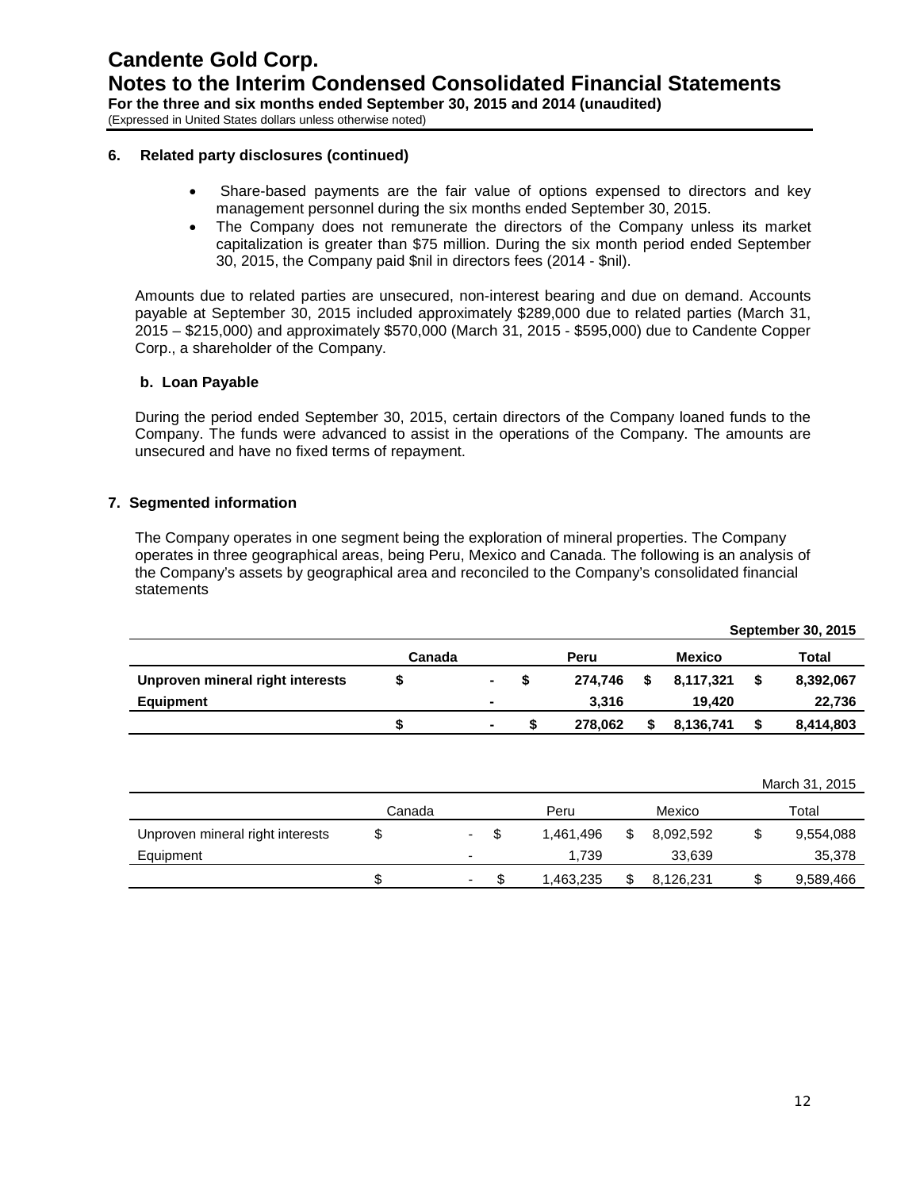### 6. Related party disclosures (continued)

- Share-based payments are the fair value of options expensed to directors and key management personnel during the six months ended September 30, 2015.
- The Company does not remunerate the directors of the Company unless its market capitalization is greater than $75 million. During the six month period ended September 30, 2015, the Company paid $nil in directors fees (2014 - $nil).

Amounts due to related parties are unsecured, non-interest bearing and due on demand. Accounts payable at September 30, 2015 included approximately $289,000 due to related parties (March 31, 2015 – $215,000) and approximately $570,000 (March 31, 2015 - $595,000) due to Candente Copper Corp., a shareholder of the Company.

#### b. Loan Payable

During the period ended September 30, 2015, certain directors of the Company loaned funds to the Company. The funds were advanced to assist in the operations of the Company. The amounts are unsecured and have no fixed terms of repayment.

### 7. Segmented information

The Company operates in one segment being the exploration of mineral properties. The Company operates in three geographical areas, being Peru, Mexico and Canada. The following is an analysis of the Company's assets by geographical area and reconciled to the Company's consolidated financial statements

**September 30, 2015**

| | **Canada** | **Peru** | **Mexico** | **Total** |
|---|---|---|---|---|
| **Unproven mineral right interests** | **$ -** | **$ 274,746** | **$ 8,117,321** | **$ 8,392,067** |
| **Equipment** | **-** | **3,316** | **19,420** | **22,736** |
| | **$ -** | **$ 278,062** | **$ 8,136,741** | **$ 8,414,803** |

March 31, 2015

| | Canada | Peru | Mexico | Total |
|---|---|---|---|---|
| Unproven mineral right interests | $ - | $ 1,461,496 | $ 8,092,592 | $ 9,554,088 |
| Equipment | - | 1,739 | 33,639 | 35,378 |
| | $ - | $ 1,463,235 | $ 8,126,231 | $ 9,589,466 |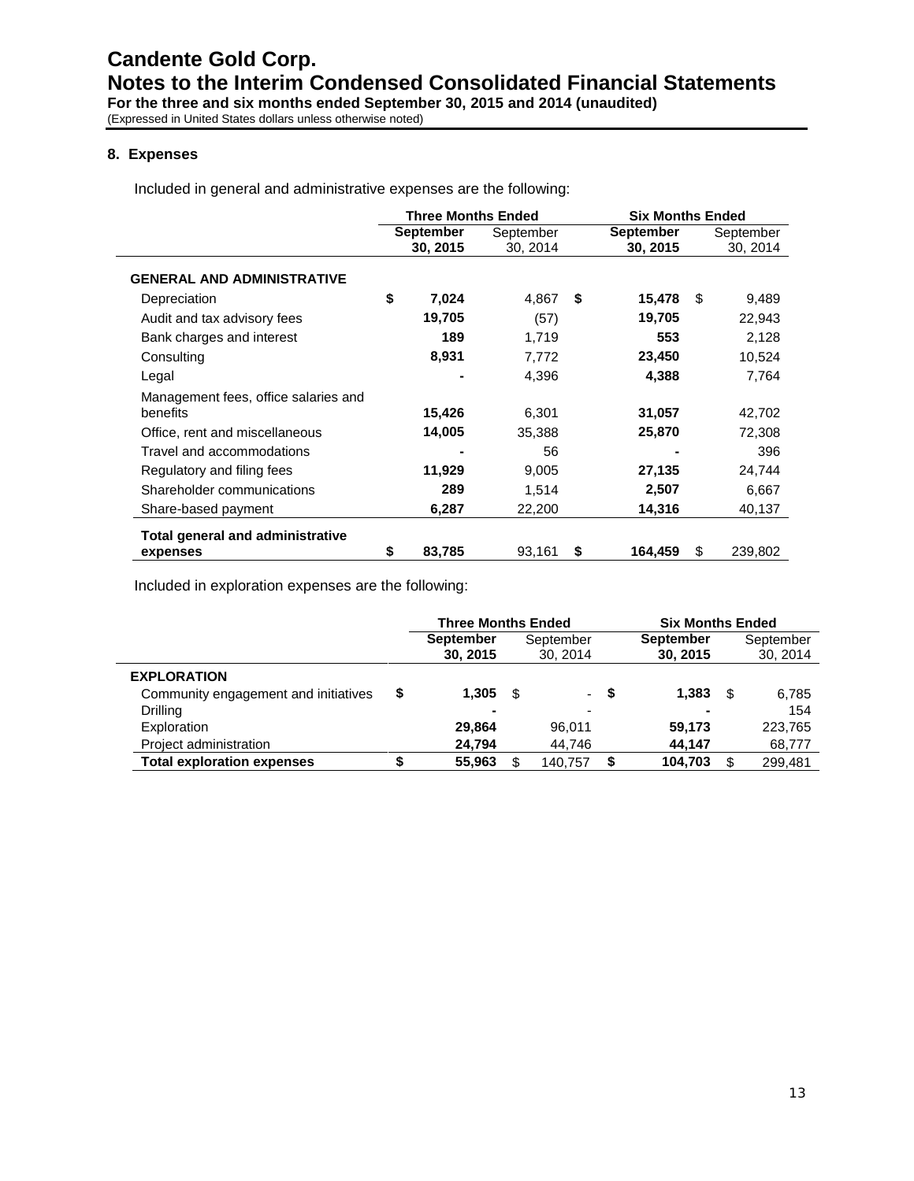# Candente Gold Corp.
## Notes to the Interim Condensed Consolidated Financial Statements
**For the three and six months ended September 30, 2015 and 2014 (unaudited)**
(Expressed in United States dollars unless otherwise noted)

### 8. Expenses

Included in general and administrative expenses are the following:

| | Three Months Ended | | Six Months Ended | |
|---|---|---|---|---|
| | **September 30, 2015** | September 30, 2014 | **September 30, 2015** | September 30, 2014 |
| **GENERAL AND ADMINISTRATIVE** | | | | |
| Depreciation | **$ 7,024** | 4,867 | **$ 15,478** | $ 9,489 |
| Audit and tax advisory fees | **19,705** | (57) | **19,705** | 22,943 |
| Bank charges and interest | **189** | 1,719 | **553** | 2,128 |
| Consulting | **8,931** | 7,772 | **23,450** | 10,524 |
| Legal | **-** | 4,396 | **4,388** | 7,764 |
| Management fees, office salaries and benefits | **15,426** | 6,301 | **31,057** | 42,702 |
| Office, rent and miscellaneous | **14,005** | 35,388 | **25,870** | 72,308 |
| Travel and accommodations | **-** | 56 | **-** | 396 |
| Regulatory and filing fees | **11,929** | 9,005 | **27,135** | 24,744 |
| Shareholder communications | **289** | 1,514 | **2,507** | 6,667 |
| Share-based payment | **6,287** | 22,200 | **14,316** | 40,137 |
| **Total general and administrative expenses** | **$ 83,785** | 93,161 | **$ 164,459** | $ 239,802 |

Included in exploration expenses are the following:

| | Three Months Ended | | Six Months Ended | |
|---|---|---|---|---|
| | **September 30, 2015** | September 30, 2014 | **September 30, 2015** | September 30, 2014 |
| **EXPLORATION** | | | | |
| Community engagement and initiatives | **$ 1,305** | $ - | **$ 1,383** | $ 6,785 |
| Drilling | **-** | - | **-** | 154 |
| Exploration | **29,864** | 96,011 | **59,173** | 223,765 |
| Project administration | **24,794** | 44,746 | **44,147** | 68,777 |
| **Total exploration expenses** | **$ 55,963** | $ 140,757 | **$ 104,703** | $ 299,481 |